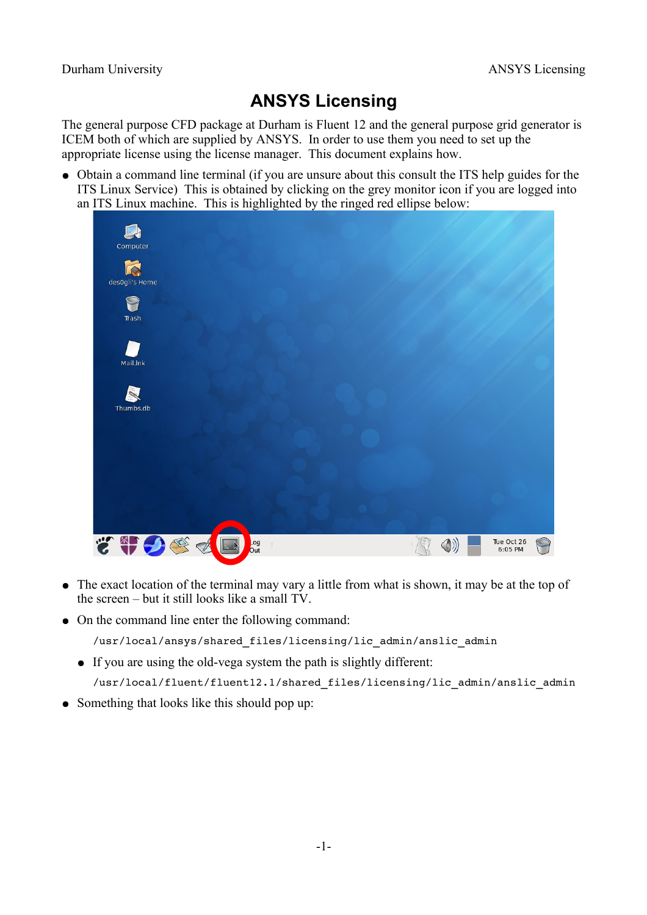# ANSYS Licensing

The general purpose CFD package at Durham is Fluent 12 and the general purpose grid generator is ICEM both of which are supplied by ANSYS. In order to use them you need to set up the appropriate license using the license manager. This document explains how.

- Obtain a command line terminal (if you are unsure about this consult the ITS help guides for the ITS Linux Service) This is obtained by clicking on the grey monitor icon if you are logged into an ITS Linux machine. This is highlighted by the ringed red ellipse below:
- The exact location of the terminal may vary a little from what is shown, it may be at the top of the screen – but it still looks like a small TV.
- On the command line enter the following command:

  ```
  /usr/local/ansys/shared_files/licensing/lic_admin/anslic_admin
  ```

  - If you are using the old-vega system the path is slightly different:

    ```
    /usr/local/fluent/fluent12.1/shared_files/licensing/lic_admin/anslic_admin
    ```

- Something that looks like this should pop up: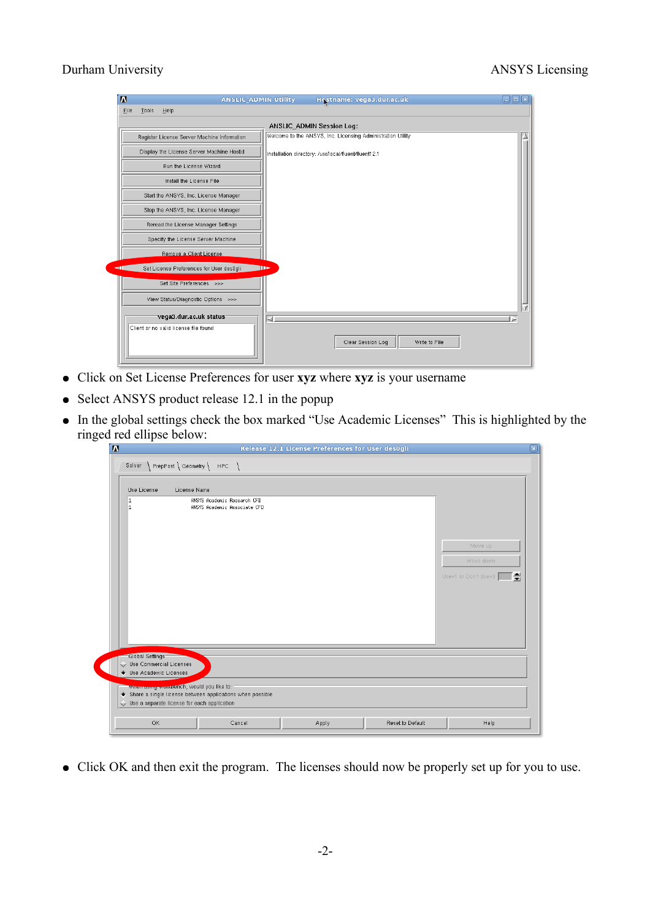- Click on Set License Preferences for user **xyz** where **xyz** is your username
- Select ANSYS product release 12.1 in the popup
- In the global settings check the box marked “Use Academic Licenses” This is highlighted by the ringed red ellipse below:

- Click OK and then exit the program. The licenses should now be properly set up for you to use.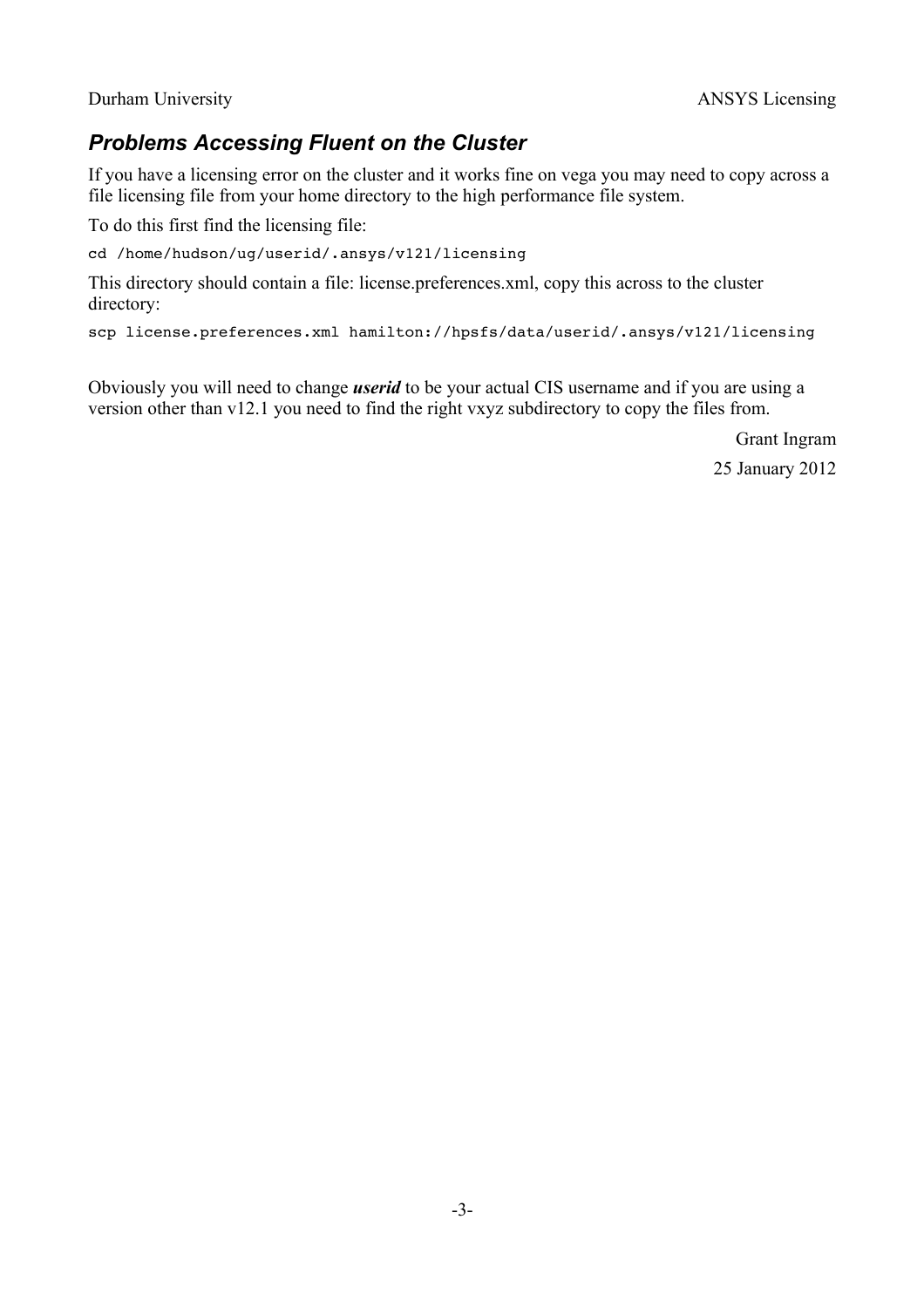## *Problems Accessing Fluent on the Cluster*

If you have a licensing error on the cluster and it works fine on vega you may need to copy across a file licensing file from your home directory to the high performance file system.

To do this first find the licensing file:

```
cd /home/hudson/ug/userid/.ansys/v121/licensing
```

This directory should contain a file: license.preferences.xml, copy this across to the cluster directory:

```
scp license.preferences.xml hamilton://hpsfs/data/userid/.ansys/v121/licensing
```

Obviously you will need to change ***userid*** to be your actual CIS username and if you are using a version other than v12.1 you need to find the right vxyz subdirectory to copy the files from.

Grant Ingram

25 January 2012